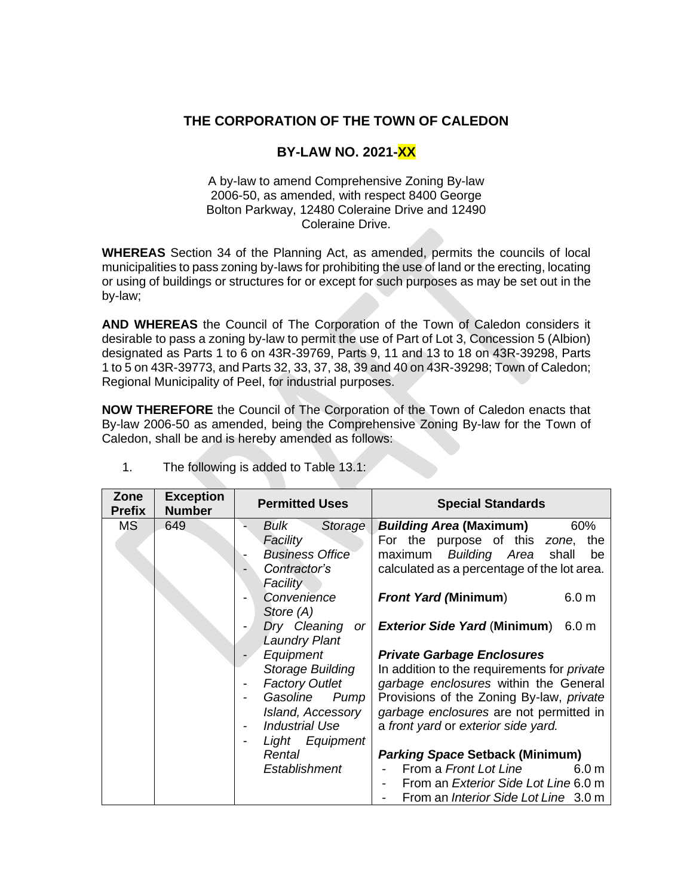# THE CORPORATION OF THE TOWN OF CALEDON

## BY-LAW NO. 2021-XX

A by-law to amend Comprehensive Zoning By-law 2006-50, as amended, with respect 8400 George Bolton Parkway, 12480 Coleraine Drive and 12490 Coleraine Drive.

**WHEREAS** Section 34 of the Planning Act, as amended, permits the councils of local municipalities to pass zoning by-laws for prohibiting the use of land or the erecting, locating or using of buildings or structures for or except for such purposes as may be set out in the by-law;

**AND WHEREAS** the Council of The Corporation of the Town of Caledon considers it desirable to pass a zoning by-law to permit the use of Part of Lot 3, Concession 5 (Albion) designated as Parts 1 to 6 on 43R-39769, Parts 9, 11 and 13 to 18 on 43R-39298, Parts 1 to 5 on 43R-39773, and Parts 32, 33, 37, 38, 39 and 40 on 43R-39298; Town of Caledon; Regional Municipality of Peel, for industrial purposes.

**NOW THEREFORE** the Council of The Corporation of the Town of Caledon enacts that By-law 2006-50 as amended, being the Comprehensive Zoning By-law for the Town of Caledon, shall be and is hereby amended as follows:

1. The following is added to Table 13.1:

| Zone Prefix | Exception Number | Permitted Uses | Special Standards |
|---|---|---|---|
| MS | 649 | - *Bulk Storage Facility*<br>- *Business Office*<br>- *Contractor's Facility*<br>- *Convenience Store (A)*<br>- *Dry Cleaning or Laundry Plant*<br>- *Equipment Storage Building*<br>- *Factory Outlet*<br>- *Gasoline Pump Island, Accessory*<br>- *Industrial Use*<br>- *Light Equipment Rental Establishment* | ***Building Area* (Maximum)** 60%<br>For the purpose of this *zone*, the maximum *Building Area* shall be calculated as a percentage of the lot area.<br><br>***Front Yard* (Minimum)** 6.0 m<br><br>***Exterior Side Yard* (Minimum)** 6.0 m<br><br>***Private Garbage Enclosures***<br>In addition to the requirements for *private garbage enclosures* within the General Provisions of the Zoning By-law, *private garbage enclosures* are not permitted in a *front yard* or *exterior side yard.*<br><br>***Parking Space* Setback (Minimum)**<br>- From a *Front Lot Line* 6.0 m<br>- From an *Exterior Side Lot Line* 6.0 m<br>- From an *Interior Side Lot Line* 3.0 m |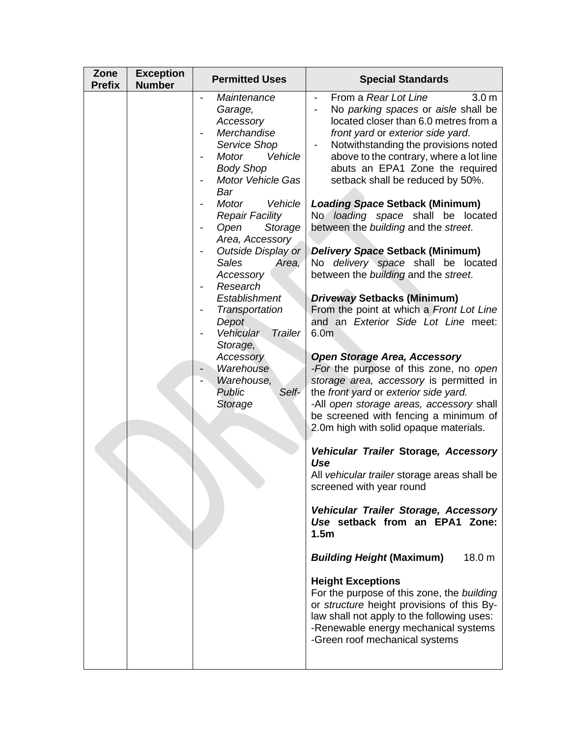| Zone Prefix | Exception Number | Permitted Uses | Special Standards |
|---|---|---|---|
| | | - *Maintenance Garage, Accessory*<br>- *Merchandise Service Shop*<br>- *Motor Vehicle Body Shop*<br>- *Motor Vehicle Gas Bar*<br>- *Motor Vehicle Repair Facility*<br>- *Open Storage Area, Accessory*<br>- *Outside Display or Sales Area, Accessory*<br>- *Research Establishment*<br>- *Transportation Depot*<br>- *Vehicular Trailer Storage, Accessory*<br>- *Warehouse*<br>- *Warehouse, Public Self-Storage* | - From a *Rear Lot Line* 3.0 m<br>- No *parking spaces* or *aisle* shall be located closer than 6.0 metres from a *front yard* or *exterior side yard*.<br>- Notwithstanding the provisions noted above to the contrary, where a lot line abuts an EPA1 Zone the required setback shall be reduced by 50%.<br><br>***Loading Space* Setback (Minimum)**<br>No *loading space* shall be located between the *building* and the *street*.<br><br>***Delivery Space* Setback (Minimum)**<br>No *delivery space* shall be located between the *building* and the *street*.<br><br>***Driveway* Setbacks (Minimum)**<br>From the point at which a *Front Lot Line* and an *Exterior Side Lot Line* meet: 6.0m<br><br>***Open Storage Area, Accessory***<br>-*For* the purpose of this zone, no *open storage area, accessory* is permitted in the *front yard* or *exterior side yard.*<br>-All *open storage areas, accessory* shall be screened with fencing a minimum of 2.0m high with solid opaque materials.<br><br>***Vehicular Trailer* Storage*, Accessory Use***<br>All *vehicular trailer* storage areas shall be screened with year round<br><br>***Vehicular Trailer Storage, Accessory Use* setback from an EPA1 Zone: 1.5m**<br><br>***Building Height* (Maximum)** 18.0 m<br><br>**Height Exceptions**<br>For the purpose of this zone, the *building* or *structure* height provisions of this By-law shall not apply to the following uses:<br>-Renewable energy mechanical systems<br>-Green roof mechanical systems |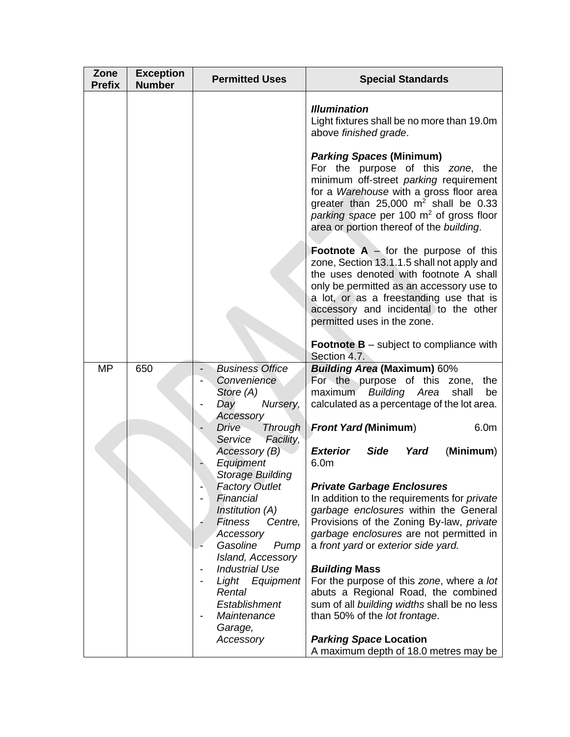| Zone Prefix | Exception Number | Permitted Uses | Special Standards |
|---|---|---|---|
| | | | ***Illumination***<br>Light fixtures shall be no more than 19.0m above *finished grade*.<br><br>***Parking Spaces* (Minimum)**<br>For the purpose of this *zone*, the minimum off-street *parking* requirement for a *Warehouse* with a gross floor area greater than 25,000 m² shall be 0.33 *parking space* per 100 m² of gross floor area or portion thereof of the *building*.<br><br>**Footnote A** – for the purpose of this zone, Section 13.1.1.5 shall not apply and the uses denoted with footnote A shall only be permitted as an accessory use to a lot, or as a freestanding use that is accessory and incidental to the other permitted uses in the zone.<br><br>**Footnote B** – subject to compliance with Section 4.7. |
| MP | 650 | - *Business Office*<br>- *Convenience Store (A)*<br>- *Day Nursery, Accessory*<br>- *Drive Through Service Facility, Accessory (B)*<br>- *Equipment Storage Building*<br>- *Factory Outlet*<br>- *Financial Institution (A)*<br>- *Fitness Centre, Accessory*<br>- *Gasoline Pump Island, Accessory*<br>- *Industrial Use*<br>- *Light Equipment Rental Establishment*<br>- *Maintenance Garage, Accessory* | ***Building Area* (Maximum)** 60%<br>For the purpose of this zone, the maximum *Building Area* shall be calculated as a percentage of the lot area.<br><br>***Front Yard* (Minimum)** 6.0m<br><br>***Exterior Side Yard* (Minimum)** 6.0m<br><br>***Private Garbage Enclosures***<br>In addition to the requirements for *private garbage enclosures* within the General Provisions of the Zoning By-law, *private garbage enclosures* are not permitted in a *front yard* or *exterior side yard.*<br><br>***Building* Mass**<br>For the purpose of this *zone*, where a *lot* abuts a Regional Road, the combined sum of all *building widths* shall be no less than 50% of the *lot frontage*.<br><br>***Parking Space* Location**<br>A maximum depth of 18.0 metres may be |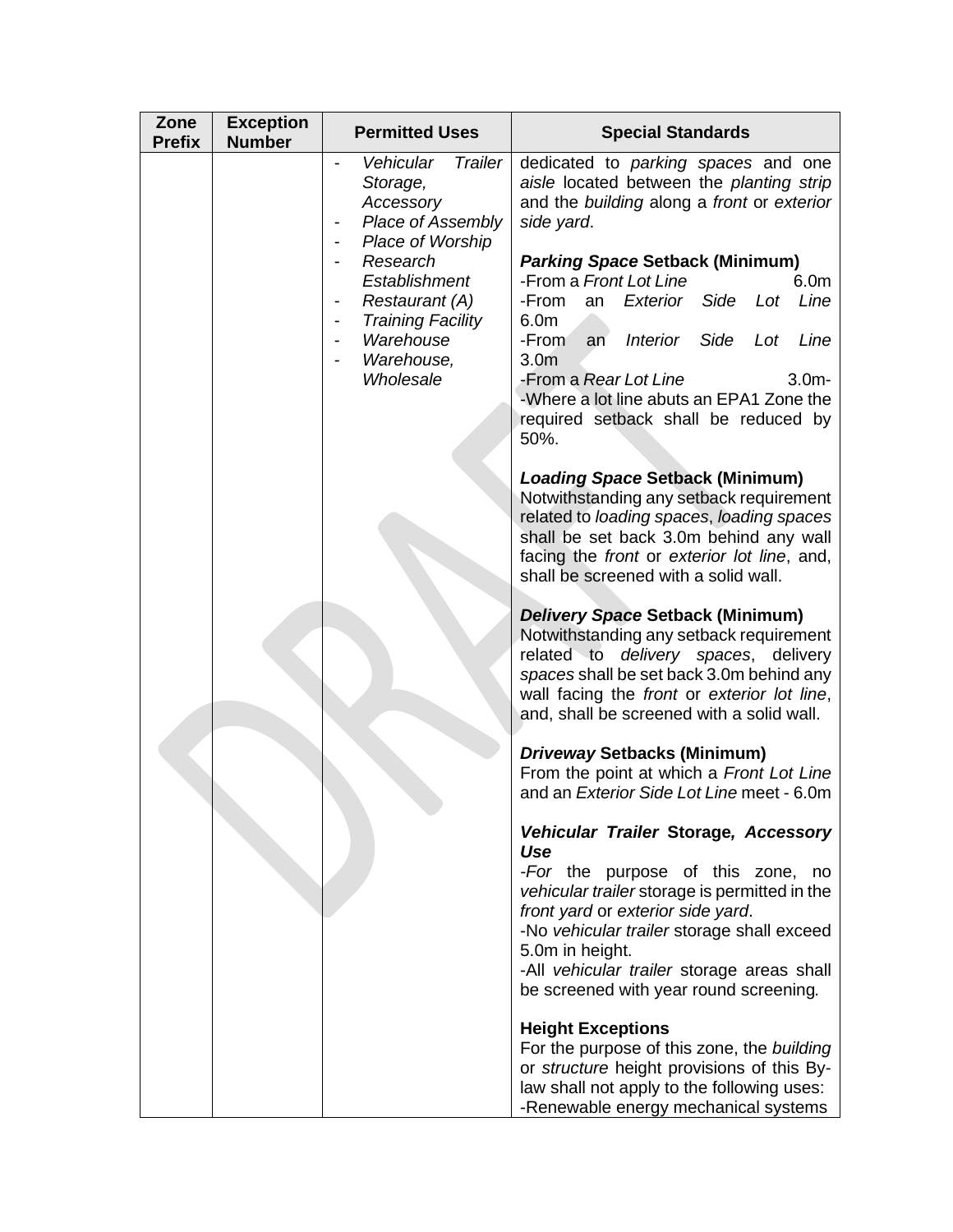| Zone Prefix | Exception Number | Permitted Uses | Special Standards |
|---|---|---|---|
| | | - *Vehicular Trailer Storage, Accessory*<br>- *Place of Assembly*<br>- *Place of Worship*<br>- *Research Establishment*<br>- *Restaurant (A)*<br>- *Training Facility*<br>- *Warehouse*<br>- *Warehouse, Wholesale* | dedicated to *parking spaces* and one *aisle* located between the *planting strip* and the *building* along a *front* or *exterior side yard*.<br><br>***Parking Space* Setback (Minimum)**<br>-From a *Front Lot Line* 6.0m<br>-From an *Exterior Side Lot Line* 6.0m<br>-From an *Interior Side Lot Line* 3.0m<br>-From a *Rear Lot Line* 3.0m-<br>-Where a lot line abuts an EPA1 Zone the required setback shall be reduced by 50%.<br><br>***Loading Space* Setback (Minimum)**<br>Notwithstanding any setback requirement related to *loading spaces*, *loading spaces* shall be set back 3.0m behind any wall facing the *front* or *exterior lot line*, and, shall be screened with a solid wall.<br><br>***Delivery Space* Setback (Minimum)**<br>Notwithstanding any setback requirement related to *delivery spaces*, delivery *spaces* shall be set back 3.0m behind any wall facing the *front* or *exterior lot line*, and, shall be screened with a solid wall.<br><br>***Driveway* Setbacks (Minimum)**<br>From the point at which a *Front Lot Line* and an *Exterior Side Lot Line* meet - 6.0m<br><br>***Vehicular Trailer* Storage*, Accessory Use***<br>-*For* the purpose of this zone, no *vehicular trailer* storage is permitted in the *front yard* or *exterior side yard*.<br>-No *vehicular trailer* storage shall exceed 5.0m in height.<br>-All *vehicular trailer* storage areas shall be screened with year round screening.<br><br>**Height Exceptions**<br>For the purpose of this zone, the *building* or *structure* height provisions of this By-law shall not apply to the following uses:<br>-Renewable energy mechanical systems |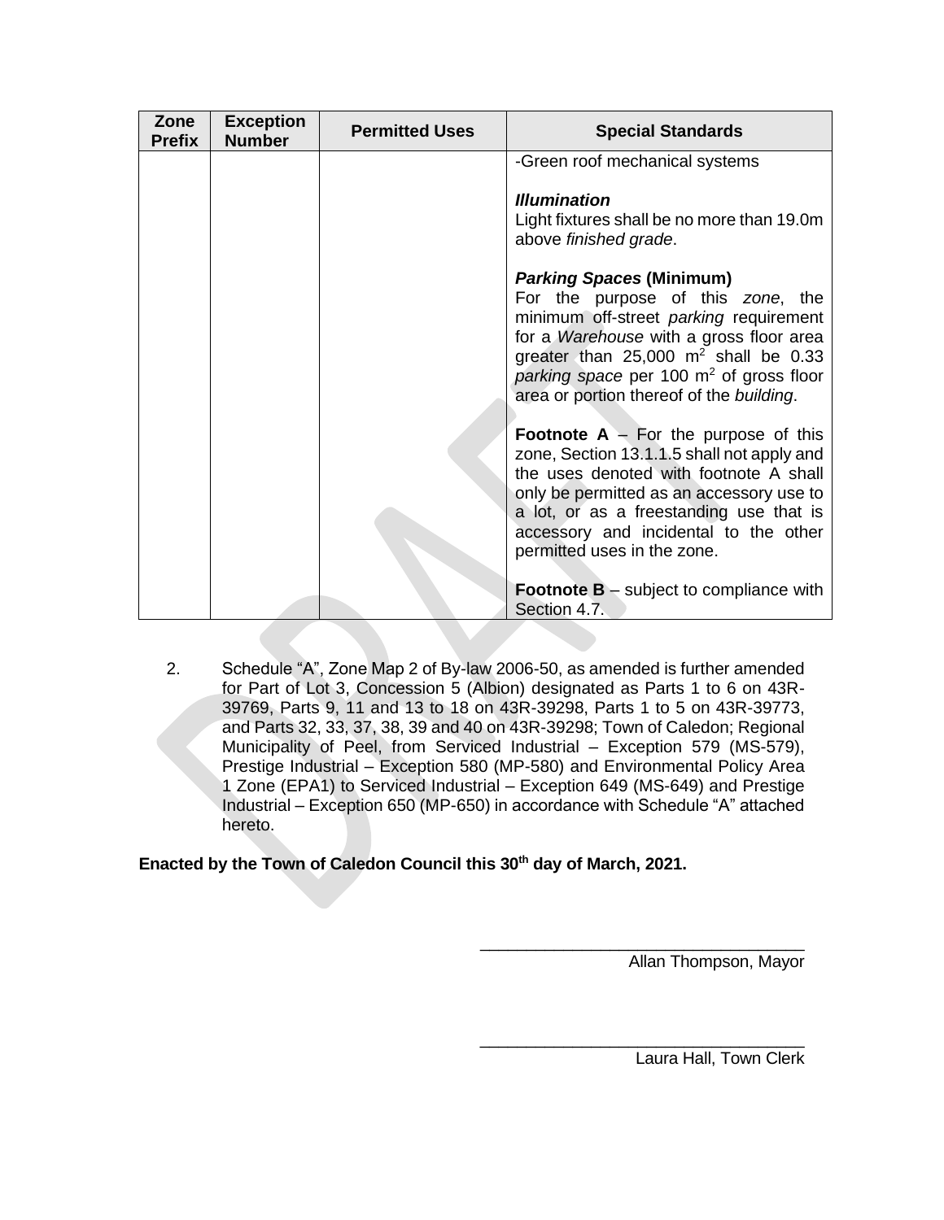| Zone Prefix | Exception Number | Permitted Uses | Special Standards |
|---|---|---|---|
| | | | -Green roof mechanical systems<br><br>***Illumination***<br>Light fixtures shall be no more than 19.0m above *finished grade*.<br><br>***Parking Spaces* (Minimum)**<br>For the purpose of this *zone*, the minimum off-street *parking* requirement for a *Warehouse* with a gross floor area greater than 25,000 $m^2$ shall be 0.33 *parking space* per 100 $m^2$ of gross floor area or portion thereof of the *building*.<br><br>**Footnote A** – For the purpose of this zone, Section 13.1.1.5 shall not apply and the uses denoted with footnote A shall only be permitted as an accessory use to a lot, or as a freestanding use that is accessory and incidental to the other permitted uses in the zone.<br><br>**Footnote B** – subject to compliance with Section 4.7. |

2. Schedule "A", Zone Map 2 of By-law 2006-50, as amended is further amended for Part of Lot 3, Concession 5 (Albion) designated as Parts 1 to 6 on 43R-39769, Parts 9, 11 and 13 to 18 on 43R-39298, Parts 1 to 5 on 43R-39773, and Parts 32, 33, 37, 38, 39 and 40 on 43R-39298; Town of Caledon; Regional Municipality of Peel, from Serviced Industrial – Exception 579 (MS-579), Prestige Industrial – Exception 580 (MP-580) and Environmental Policy Area 1 Zone (EPA1) to Serviced Industrial – Exception 649 (MS-649) and Prestige Industrial – Exception 650 (MP-650) in accordance with Schedule "A" attached hereto.

**Enacted by the Town of Caledon Council this 30th day of March, 2021.**

\_\_\_\_\_\_\_\_\_\_\_\_\_\_\_\_\_\_\_\_\_\_\_\_\_\_\_\_\_\_\_\_\_\_\_
Allan Thompson, Mayor

\_\_\_\_\_\_\_\_\_\_\_\_\_\_\_\_\_\_\_\_\_\_\_\_\_\_\_\_\_\_\_\_\_\_\_
Laura Hall, Town Clerk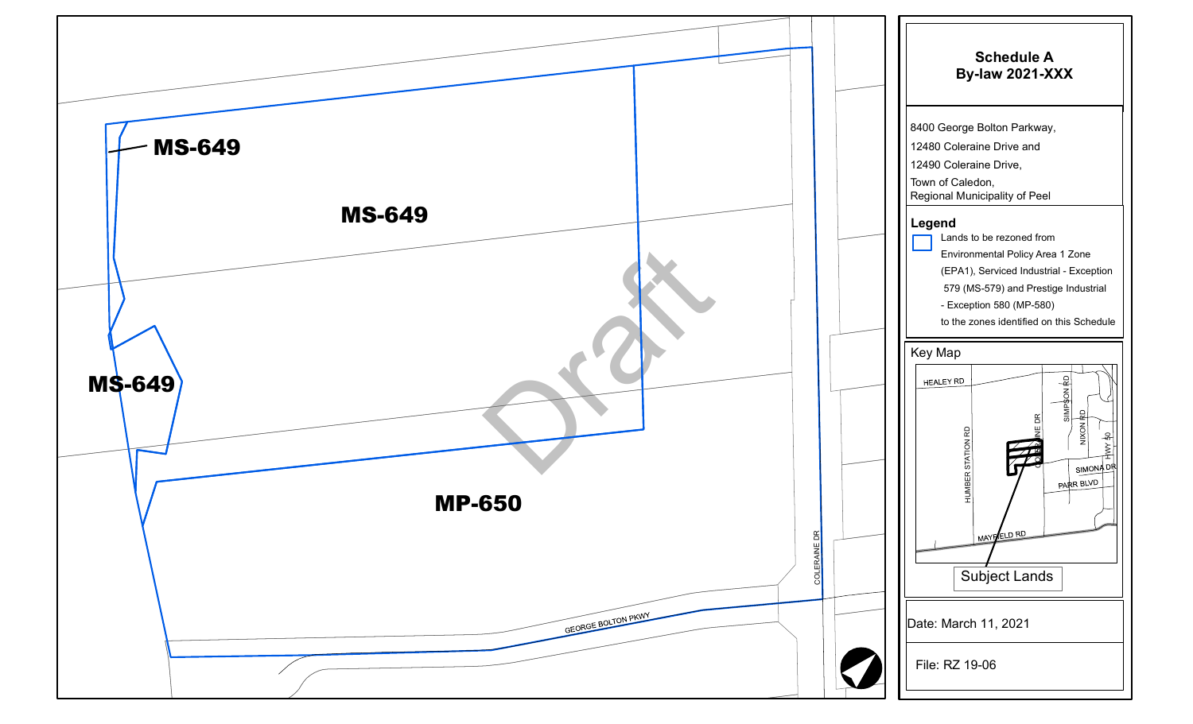MS-649

MS-649

MS-649

MP-650

Draft

COLERAINE DR

GEORGE BOLTON PKWY

**Schedule A**
**By-law 2021-XXX**

8400 George Bolton Parkway,
12480 Coleraine Drive and
12490 Coleraine Drive,
Town of Caledon,
Regional Municipality of Peel

**Legend**

Lands to be rezoned from Environmental Policy Area 1 Zone (EPA1), Serviced Industrial - Exception 579 (MS-579) and Prestige Industrial - Exception 580 (MP-580) to the zones identified on this Schedule

Key Map

HEALEY RD
HUMBER STATION RD
COLERAINE DR
SIMPSON RD
NIXON RD
HWY 50
SIMONA DR
PARR BLVD
MAYFIELD RD

Subject Lands

Date: March 11, 2021

File: RZ 19-06